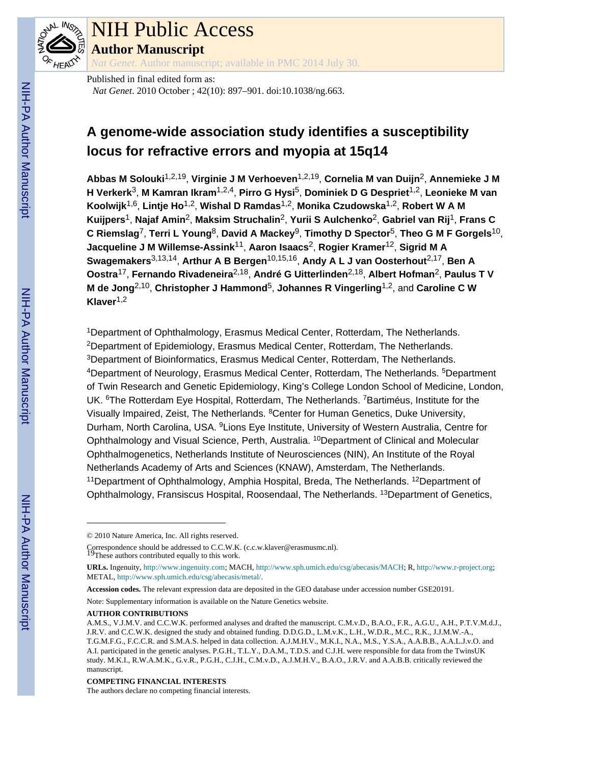# NIH Public Access

**Author Manuscript**

*Nat Genet*. Author manuscript; available in PMC 2014 July 30.

Published in final edited form as:

*Nat Genet*. 2010 October ; 42(10): 897–901. doi:10.1038/ng.663.

# A genome-wide association study identifies a susceptibility locus for refractive errors and myopia at 15q14

**Abbas M Solouki**[1,2,19], **Virginie J M Verhoeven**[1,2,19], **Cornelia M van Duijn**[2], **Annemieke J M H Verkerk**[3], **M Kamran Ikram**[1,2,4], **Pirro G Hysi**[5], **Dominiek D G Despriet**[1,2], **Leonieke M van Koolwijk**[1,6], **Lintje Ho**[1,2], **Wishal D Ramdas**[1,2], **Monika Czudowska**[1,2], **Robert W A M Kuijpers**[1], **Najaf Amin**[2], **Maksim Struchalin**[2], **Yurii S Aulchenko**[2], **Gabriel van Rij**[1], **Frans C C Riemslag**[7], **Terri L Young**[8], **David A Mackey**[9], **Timothy D Spector**[5], **Theo G M F Gorgels**[10], **Jacqueline J M Willemse-Assink**[11], **Aaron Isaacs**[2], **Rogier Kramer**[12], **Sigrid M A Swagemakers**[3,13,14], **Arthur A B Bergen**[10,15,16], **Andy A L J van Oosterhout**[2,17], **Ben A Oostra**[17], **Fernando Rivadeneira**[2,18], **André G Uitterlinden**[2,18], **Albert Hofman**[2], **Paulus T V M de Jong**[2,10], **Christopher J Hammond**[5], **Johannes R Vingerling**[1,2], and **Caroline C W Klaver**[1,2]

[1]Department of Ophthalmology, Erasmus Medical Center, Rotterdam, The Netherlands. [2]Department of Epidemiology, Erasmus Medical Center, Rotterdam, The Netherlands. [3]Department of Bioinformatics, Erasmus Medical Center, Rotterdam, The Netherlands. [4]Department of Neurology, Erasmus Medical Center, Rotterdam, The Netherlands. [5]Department of Twin Research and Genetic Epidemiology, King's College London School of Medicine, London, UK. [6]The Rotterdam Eye Hospital, Rotterdam, The Netherlands. [7]Bartiméus, Institute for the Visually Impaired, Zeist, The Netherlands. [8]Center for Human Genetics, Duke University, Durham, North Carolina, USA. [9]Lions Eye Institute, University of Western Australia, Centre for Ophthalmology and Visual Science, Perth, Australia. [10]Department of Clinical and Molecular Ophthalmogenetics, Netherlands Institute of Neurosciences (NIN), An Institute of the Royal Netherlands Academy of Arts and Sciences (KNAW), Amsterdam, The Netherlands. [11]Department of Ophthalmology, Amphia Hospital, Breda, The Netherlands. [12]Department of Ophthalmology, Fransiscus Hospital, Roosendaal, The Netherlands. [13]Department of Genetics,

---

© 2010 Nature America, Inc. All rights reserved.

Correspondence should be addressed to C.C.W.K. (c.c.w.klaver@erasmusmc.nl).

[19]These authors contributed equally to this work.

**URLs.** Ingenuity, http://www.ingenuity.com; MACH, http://www.sph.umich.edu/csg/abecasis/MACH; R, http://www.r-project.org; METAL, http://www.sph.umich.edu/csg/abecasis/metal/.

**Accession codes.** The relevant expression data are deposited in the GEO database under accession number GSE20191.

Note: Supplementary information is available on the Nature Genetics website.

**AUTHOR CONTRIBUTIONS**

A.M.S., V.J.M.V. and C.C.W.K. performed analyses and drafted the manuscript. C.M.v.D., B.A.O., F.R., A.G.U., A.H., P.T.V.M.d.J., J.R.V. and C.C.W.K. designed the study and obtained funding. D.D.G.D., L.M.v.K., L.H., W.D.R., M.C., R.K., J.J.M.W.-A., T.G.M.F.G., F.C.C.R. and S.M.A.S. helped in data collection. A.J.M.H.V., M.K.I., N.A., M.S., Y.S.A., A.A.B.B., A.A.L.J.v.O. and A.I. participated in the genetic analyses. P.G.H., T.L.Y., D.A.M., T.D.S. and C.J.H. were responsible for data from the TwinsUK study. M.K.I., R.W.A.M.K., G.v.R., P.G.H., C.J.H., C.M.v.D., A.J.M.H.V., B.A.O., J.R.V. and A.A.B.B. critically reviewed the manuscript.

**COMPETING FINANCIAL INTERESTS**

The authors declare no competing financial interests.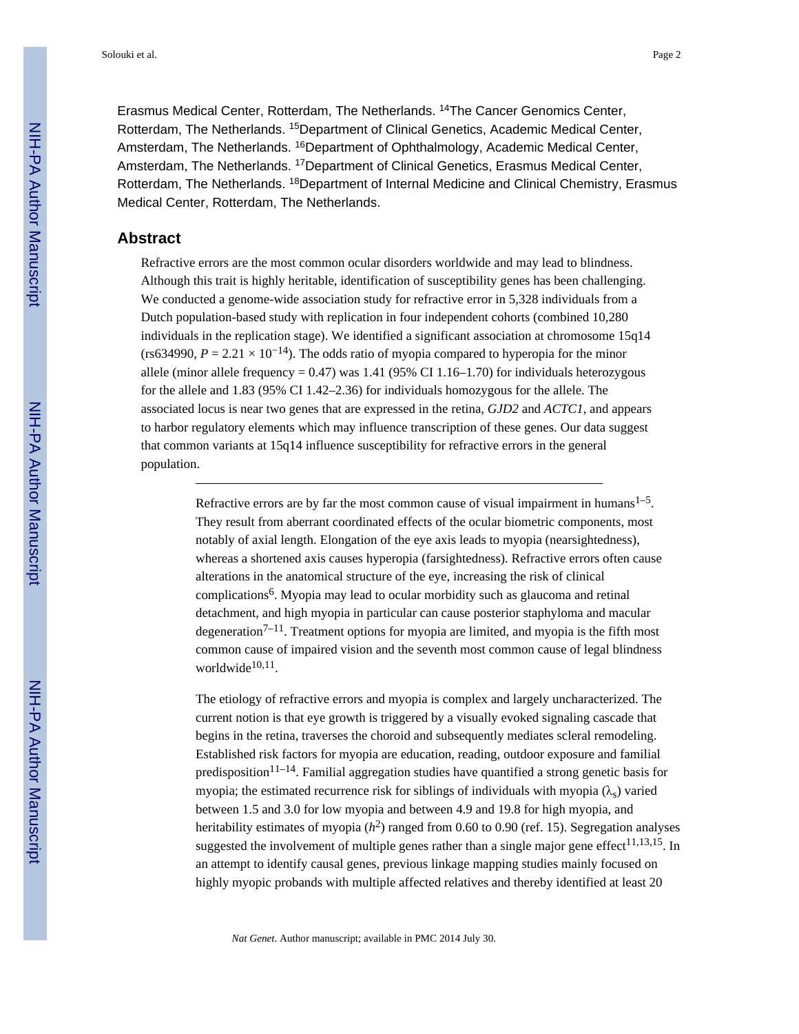Erasmus Medical Center, Rotterdam, The Netherlands. [14]The Cancer Genomics Center, Rotterdam, The Netherlands. [15]Department of Clinical Genetics, Academic Medical Center, Amsterdam, The Netherlands. [16]Department of Ophthalmology, Academic Medical Center, Amsterdam, The Netherlands. [17]Department of Clinical Genetics, Erasmus Medical Center, Rotterdam, The Netherlands. [18]Department of Internal Medicine and Clinical Chemistry, Erasmus Medical Center, Rotterdam, The Netherlands.

## Abstract

Refractive errors are the most common ocular disorders worldwide and may lead to blindness. Although this trait is highly heritable, identification of susceptibility genes has been challenging. We conducted a genome-wide association study for refractive error in 5,328 individuals from a Dutch population-based study with replication in four independent cohorts (combined 10,280 individuals in the replication stage). We identified a significant association at chromosome 15q14 (rs634990, $P = 2.21 \times 10^{-14}$). The odds ratio of myopia compared to hyperopia for the minor allele (minor allele frequency = 0.47) was 1.41 (95% CI 1.16–1.70) for individuals heterozygous for the allele and 1.83 (95% CI 1.42–2.36) for individuals homozygous for the allele. The associated locus is near two genes that are expressed in the retina, *GJD2* and *ACTC1*, and appears to harbor regulatory elements which may influence transcription of these genes. Our data suggest that common variants at 15q14 influence susceptibility for refractive errors in the general population.

---

Refractive errors are by far the most common cause of visual impairment in humans[1–5]. They result from aberrant coordinated effects of the ocular biometric components, most notably of axial length. Elongation of the eye axis leads to myopia (nearsightedness), whereas a shortened axis causes hyperopia (farsightedness). Refractive errors often cause alterations in the anatomical structure of the eye, increasing the risk of clinical complications[6]. Myopia may lead to ocular morbidity such as glaucoma and retinal detachment, and high myopia in particular can cause posterior staphyloma and macular degeneration[7–11]. Treatment options for myopia are limited, and myopia is the fifth most common cause of impaired vision and the seventh most common cause of legal blindness worldwide[10,11].

The etiology of refractive errors and myopia is complex and largely uncharacterized. The current notion is that eye growth is triggered by a visually evoked signaling cascade that begins in the retina, traverses the choroid and subsequently mediates scleral remodeling. Established risk factors for myopia are education, reading, outdoor exposure and familial predisposition[11–14]. Familial aggregation studies have quantified a strong genetic basis for myopia; the estimated recurrence risk for siblings of individuals with myopia ($\lambda_s$) varied between 1.5 and 3.0 for low myopia and between 4.9 and 19.8 for high myopia, and heritability estimates of myopia ($h^2$) ranged from 0.60 to 0.90 (ref. 15). Segregation analyses suggested the involvement of multiple genes rather than a single major gene effect[11,13,15]. In an attempt to identify causal genes, previous linkage mapping studies mainly focused on highly myopic probands with multiple affected relatives and thereby identified at least 20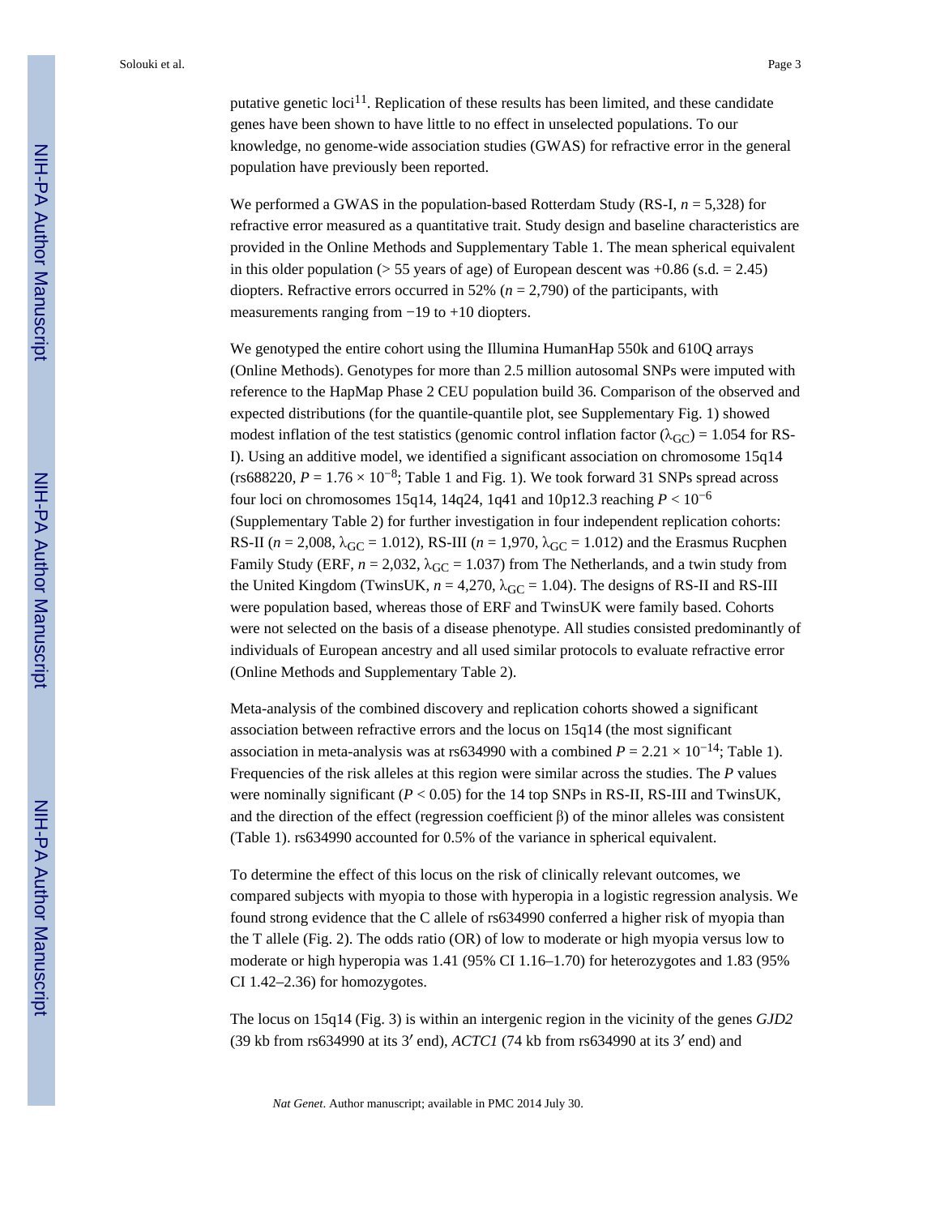putative genetic loci[11]. Replication of these results has been limited, and these candidate genes have been shown to have little to no effect in unselected populations. To our knowledge, no genome-wide association studies (GWAS) for refractive error in the general population have previously been reported.

We performed a GWAS in the population-based Rotterdam Study (RS-I, $n = 5,328$) for refractive error measured as a quantitative trait. Study design and baseline characteristics are provided in the Online Methods and Supplementary Table 1. The mean spherical equivalent in this older population (> 55 years of age) of European descent was +0.86 (s.d. = 2.45) diopters. Refractive errors occurred in 52% ($n = 2,790$) of the participants, with measurements ranging from −19 to +10 diopters.

We genotyped the entire cohort using the Illumina HumanHap 550k and 610Q arrays (Online Methods). Genotypes for more than 2.5 million autosomal SNPs were imputed with reference to the HapMap Phase 2 CEU population build 36. Comparison of the observed and expected distributions (for the quantile-quantile plot, see Supplementary Fig. 1) showed modest inflation of the test statistics (genomic control inflation factor ($\lambda_{GC}$) = 1.054 for RS-I). Using an additive model, we identified a significant association on chromosome 15q14 (rs688220, $P = 1.76 \times 10^{-8}$; Table 1 and Fig. 1). We took forward 31 SNPs spread across four loci on chromosomes 15q14, 14q24, 1q41 and 10p12.3 reaching $P < 10^{-6}$ (Supplementary Table 2) for further investigation in four independent replication cohorts: RS-II ($n = 2,008$, $\lambda_{GC} = 1.012$), RS-III ($n = 1,970$, $\lambda_{GC} = 1.012$) and the Erasmus Rucphen Family Study (ERF, $n = 2,032$, $\lambda_{GC} = 1.037$) from The Netherlands, and a twin study from the United Kingdom (TwinsUK, $n = 4,270$, $\lambda_{GC} = 1.04$). The designs of RS-II and RS-III were population based, whereas those of ERF and TwinsUK were family based. Cohorts were not selected on the basis of a disease phenotype. All studies consisted predominantly of individuals of European ancestry and all used similar protocols to evaluate refractive error (Online Methods and Supplementary Table 2).

Meta-analysis of the combined discovery and replication cohorts showed a significant association between refractive errors and the locus on 15q14 (the most significant association in meta-analysis was at rs634990 with a combined $P = 2.21 \times 10^{-14}$; Table 1). Frequencies of the risk alleles at this region were similar across the studies. The $P$ values were nominally significant ($P < 0.05$) for the 14 top SNPs in RS-II, RS-III and TwinsUK, and the direction of the effect (regression coefficient β) of the minor alleles was consistent (Table 1). rs634990 accounted for 0.5% of the variance in spherical equivalent.

To determine the effect of this locus on the risk of clinically relevant outcomes, we compared subjects with myopia to those with hyperopia in a logistic regression analysis. We found strong evidence that the C allele of rs634990 conferred a higher risk of myopia than the T allele (Fig. 2). The odds ratio (OR) of low to moderate or high myopia versus low to moderate or high hyperopia was 1.41 (95% CI 1.16–1.70) for heterozygotes and 1.83 (95% CI 1.42–2.36) for homozygotes.

The locus on 15q14 (Fig. 3) is within an intergenic region in the vicinity of the genes *GJD2* (39 kb from rs634990 at its 3′ end), *ACTC1* (74 kb from rs634990 at its 3′ end) and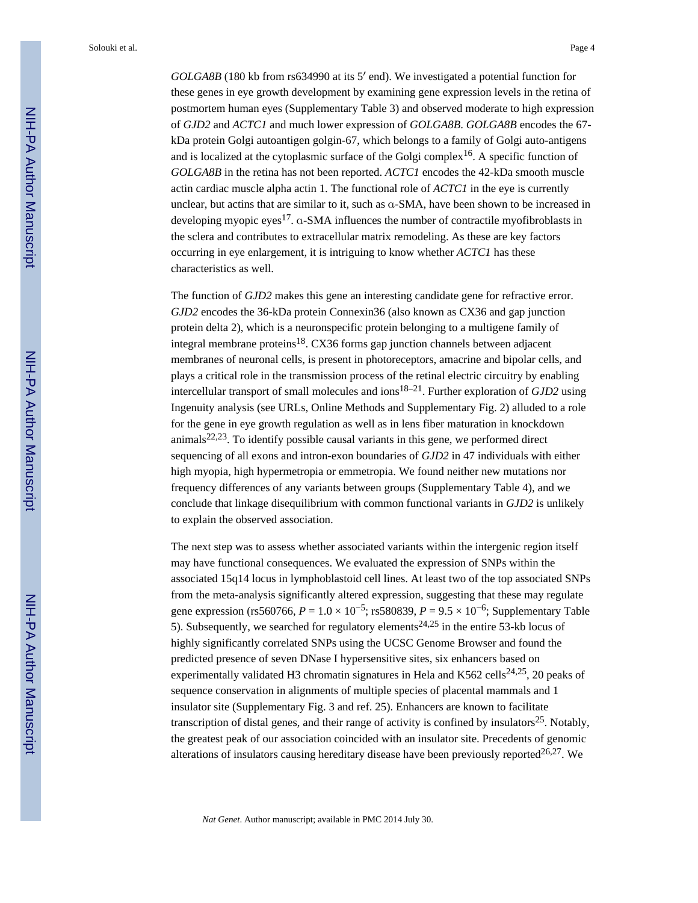*GOLGA8B* (180 kb from rs634990 at its 5′ end). We investigated a potential function for these genes in eye growth development by examining gene expression levels in the retina of postmortem human eyes (Supplementary Table 3) and observed moderate to high expression of *GJD2* and *ACTC1* and much lower expression of *GOLGA8B*. *GOLGA8B* encodes the 67-kDa protein Golgi autoantigen golgin-67, which belongs to a family of Golgi auto-antigens and is localized at the cytoplasmic surface of the Golgi complex[16]. A specific function of *GOLGA8B* in the retina has not been reported. *ACTC1* encodes the 42-kDa smooth muscle actin cardiac muscle alpha actin 1. The functional role of *ACTC1* in the eye is currently unclear, but actins that are similar to it, such as α-SMA, have been shown to be increased in developing myopic eyes[17]. α-SMA influences the number of contractile myofibroblasts in the sclera and contributes to extracellular matrix remodeling. As these are key factors occurring in eye enlargement, it is intriguing to know whether *ACTC1* has these characteristics as well.

The function of *GJD2* makes this gene an interesting candidate gene for refractive error. *GJD2* encodes the 36-kDa protein Connexin36 (also known as CX36 and gap junction protein delta 2), which is a neuronspecific protein belonging to a multigene family of integral membrane proteins[18]. CX36 forms gap junction channels between adjacent membranes of neuronal cells, is present in photoreceptors, amacrine and bipolar cells, and plays a critical role in the transmission process of the retinal electric circuitry by enabling intercellular transport of small molecules and ions[18–21]. Further exploration of *GJD2* using Ingenuity analysis (see URLs, Online Methods and Supplementary Fig. 2) alluded to a role for the gene in eye growth regulation as well as in lens fiber maturation in knockdown animals[22,23]. To identify possible causal variants in this gene, we performed direct sequencing of all exons and intron-exon boundaries of *GJD2* in 47 individuals with either high myopia, high hypermetropia or emmetropia. We found neither new mutations nor frequency differences of any variants between groups (Supplementary Table 4), and we conclude that linkage disequilibrium with common functional variants in *GJD2* is unlikely to explain the observed association.

The next step was to assess whether associated variants within the intergenic region itself may have functional consequences. We evaluated the expression of SNPs within the associated 15q14 locus in lymphoblastoid cell lines. At least two of the top associated SNPs from the meta-analysis significantly altered expression, suggesting that these may regulate gene expression (rs560766, $P = 1.0 \times 10^{-5}$; rs580839, $P = 9.5 \times 10^{-6}$; Supplementary Table 5). Subsequently, we searched for regulatory elements[24,25] in the entire 53-kb locus of highly significantly correlated SNPs using the UCSC Genome Browser and found the predicted presence of seven DNase I hypersensitive sites, six enhancers based on experimentally validated H3 chromatin signatures in Hela and K562 cells[24,25], 20 peaks of sequence conservation in alignments of multiple species of placental mammals and 1 insulator site (Supplementary Fig. 3 and ref. 25). Enhancers are known to facilitate transcription of distal genes, and their range of activity is confined by insulators[25]. Notably, the greatest peak of our association coincided with an insulator site. Precedents of genomic alterations of insulators causing hereditary disease have been previously reported[26,27]. We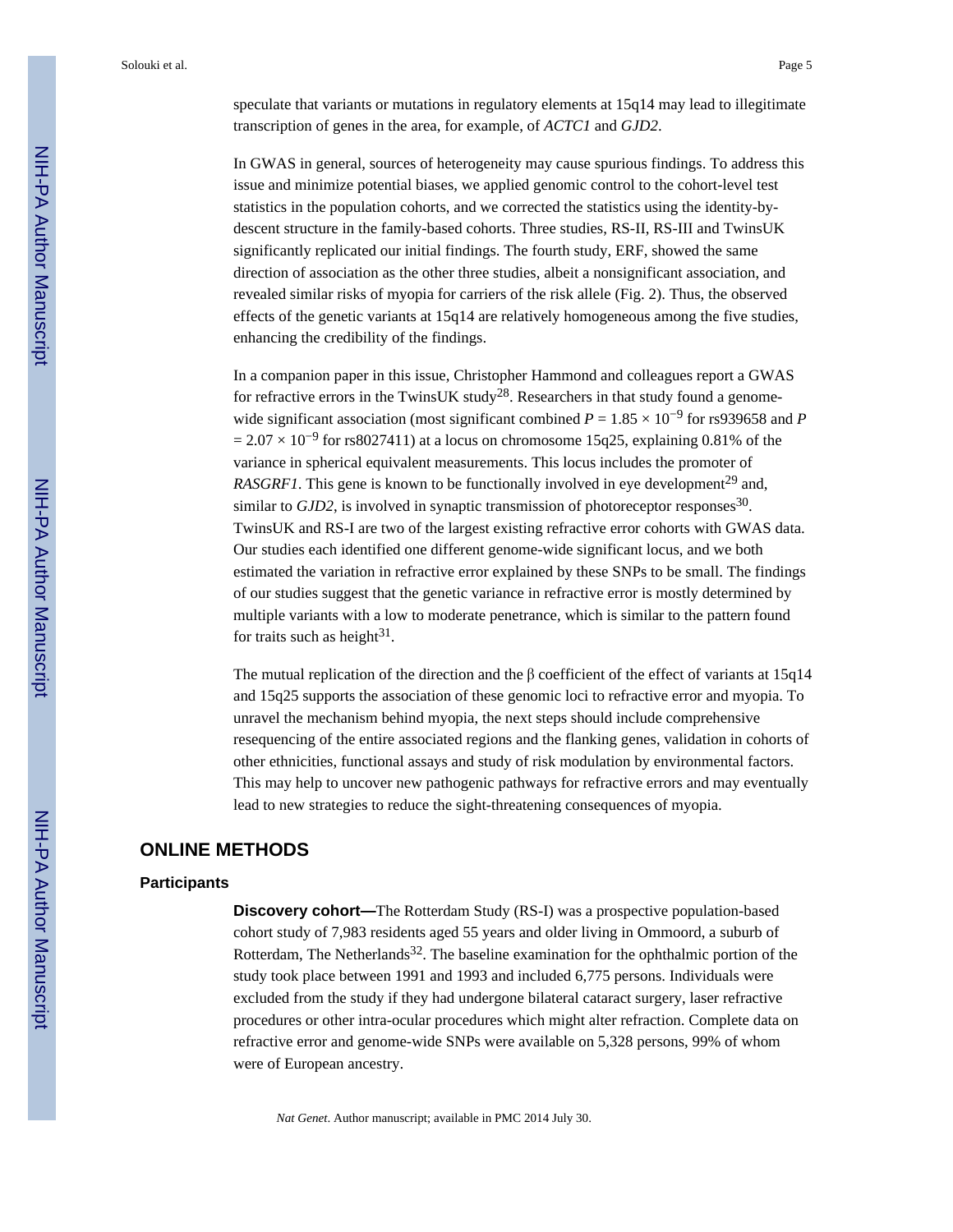speculate that variants or mutations in regulatory elements at 15q14 may lead to illegitimate transcription of genes in the area, for example, of *ACTC1* and *GJD2*.

In GWAS in general, sources of heterogeneity may cause spurious findings. To address this issue and minimize potential biases, we applied genomic control to the cohort-level test statistics in the population cohorts, and we corrected the statistics using the identity-by-descent structure in the family-based cohorts. Three studies, RS-II, RS-III and TwinsUK significantly replicated our initial findings. The fourth study, ERF, showed the same direction of association as the other three studies, albeit a nonsignificant association, and revealed similar risks of myopia for carriers of the risk allele (Fig. 2). Thus, the observed effects of the genetic variants at 15q14 are relatively homogeneous among the five studies, enhancing the credibility of the findings.

In a companion paper in this issue, Christopher Hammond and colleagues report a GWAS for refractive errors in the TwinsUK study[28]. Researchers in that study found a genome-wide significant association (most significant combined $P = 1.85 \times 10^{-9}$ for rs939658 and $P = 2.07 \times 10^{-9}$ for rs8027411) at a locus on chromosome 15q25, explaining 0.81% of the variance in spherical equivalent measurements. This locus includes the promoter of *RASGRF1*. This gene is known to be functionally involved in eye development[29] and, similar to *GJD2*, is involved in synaptic transmission of photoreceptor responses[30]. TwinsUK and RS-I are two of the largest existing refractive error cohorts with GWAS data. Our studies each identified one different genome-wide significant locus, and we both estimated the variation in refractive error explained by these SNPs to be small. The findings of our studies suggest that the genetic variance in refractive error is mostly determined by multiple variants with a low to moderate penetrance, which is similar to the pattern found for traits such as height[31].

The mutual replication of the direction and the $\beta$ coefficient of the effect of variants at 15q14 and 15q25 supports the association of these genomic loci to refractive error and myopia. To unravel the mechanism behind myopia, the next steps should include comprehensive resequencing of the entire associated regions and the flanking genes, validation in cohorts of other ethnicities, functional assays and study of risk modulation by environmental factors. This may help to uncover new pathogenic pathways for refractive errors and may eventually lead to new strategies to reduce the sight-threatening consequences of myopia.

## ONLINE METHODS

### Participants

**Discovery cohort—**The Rotterdam Study (RS-I) was a prospective population-based cohort study of 7,983 residents aged 55 years and older living in Ommoord, a suburb of Rotterdam, The Netherlands[32]. The baseline examination for the ophthalmic portion of the study took place between 1991 and 1993 and included 6,775 persons. Individuals were excluded from the study if they had undergone bilateral cataract surgery, laser refractive procedures or other intra-ocular procedures which might alter refraction. Complete data on refractive error and genome-wide SNPs were available on 5,328 persons, 99% of whom were of European ancestry.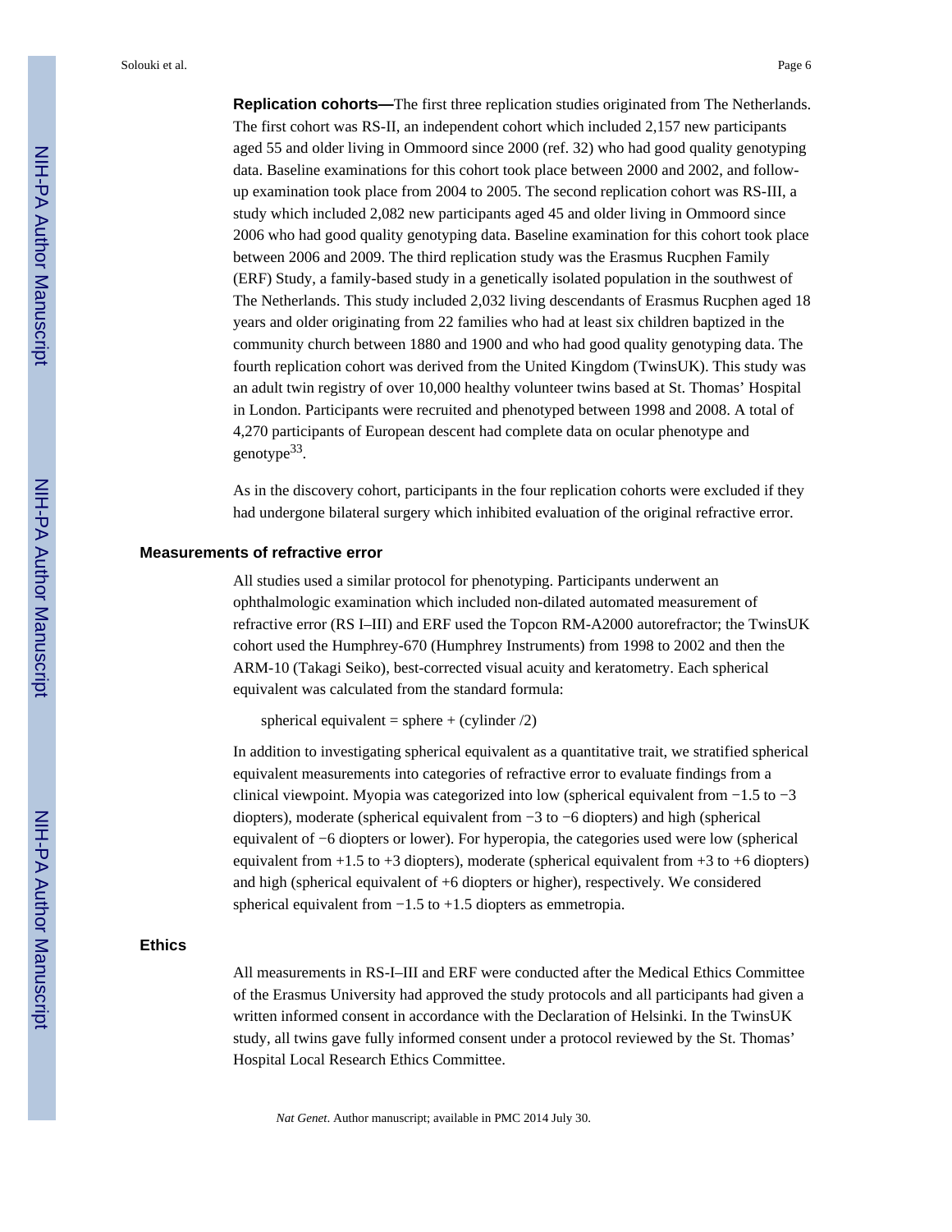**Replication cohorts—**The first three replication studies originated from The Netherlands. The first cohort was RS-II, an independent cohort which included 2,157 new participants aged 55 and older living in Ommoord since 2000 (ref. 32) who had good quality genotyping data. Baseline examinations for this cohort took place between 2000 and 2002, and follow-up examination took place from 2004 to 2005. The second replication cohort was RS-III, a study which included 2,082 new participants aged 45 and older living in Ommoord since 2006 who had good quality genotyping data. Baseline examination for this cohort took place between 2006 and 2009. The third replication study was the Erasmus Rucphen Family (ERF) Study, a family-based study in a genetically isolated population in the southwest of The Netherlands. This study included 2,032 living descendants of Erasmus Rucphen aged 18 years and older originating from 22 families who had at least six children baptized in the community church between 1880 and 1900 and who had good quality genotyping data. The fourth replication cohort was derived from the United Kingdom (TwinsUK). This study was an adult twin registry of over 10,000 healthy volunteer twins based at St. Thomas' Hospital in London. Participants were recruited and phenotyped between 1998 and 2008. A total of 4,270 participants of European descent had complete data on ocular phenotype and genotype[33].

As in the discovery cohort, participants in the four replication cohorts were excluded if they had undergone bilateral surgery which inhibited evaluation of the original refractive error.

### Measurements of refractive error

All studies used a similar protocol for phenotyping. Participants underwent an ophthalmologic examination which included non-dilated automated measurement of refractive error (RS I–III) and ERF used the Topcon RM-A2000 autorefractor; the TwinsUK cohort used the Humphrey-670 (Humphrey Instruments) from 1998 to 2002 and then the ARM-10 (Takagi Seiko), best-corrected visual acuity and keratometry. Each spherical equivalent was calculated from the standard formula:

$$\text{spherical equivalent} = \text{sphere} + (\text{cylinder}/2)$$

In addition to investigating spherical equivalent as a quantitative trait, we stratified spherical equivalent measurements into categories of refractive error to evaluate findings from a clinical viewpoint. Myopia was categorized into low (spherical equivalent from −1.5 to −3 diopters), moderate (spherical equivalent from −3 to −6 diopters) and high (spherical equivalent of −6 diopters or lower). For hyperopia, the categories used were low (spherical equivalent from +1.5 to +3 diopters), moderate (spherical equivalent from +3 to +6 diopters) and high (spherical equivalent of +6 diopters or higher), respectively. We considered spherical equivalent from −1.5 to +1.5 diopters as emmetropia.

### Ethics

All measurements in RS-I–III and ERF were conducted after the Medical Ethics Committee of the Erasmus University had approved the study protocols and all participants had given a written informed consent in accordance with the Declaration of Helsinki. In the TwinsUK study, all twins gave fully informed consent under a protocol reviewed by the St. Thomas' Hospital Local Research Ethics Committee.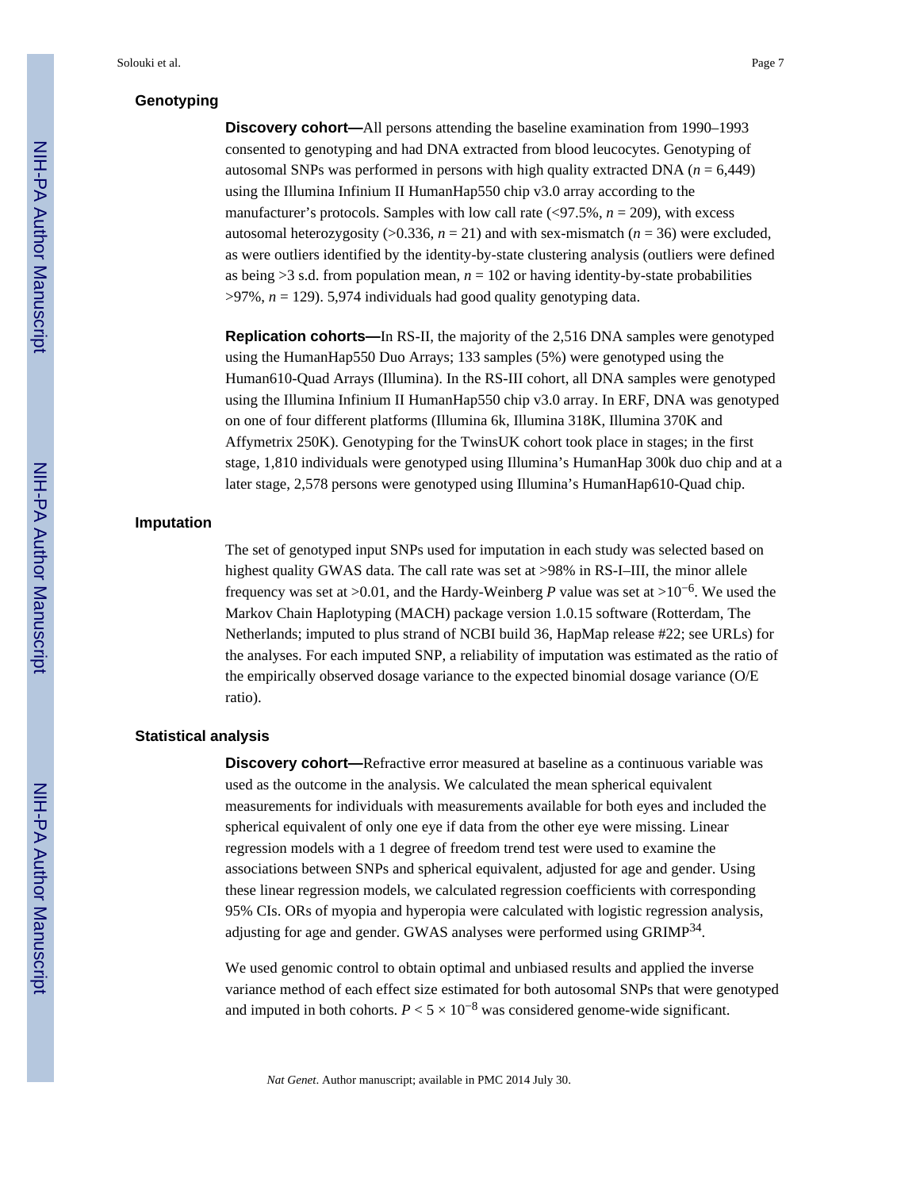## Genotyping

**Discovery cohort—**All persons attending the baseline examination from 1990–1993 consented to genotyping and had DNA extracted from blood leucocytes. Genotyping of autosomal SNPs was performed in persons with high quality extracted DNA ($n$ = 6,449) using the Illumina Infinium II HumanHap550 chip v3.0 array according to the manufacturer's protocols. Samples with low call rate (<97.5%, $n$ = 209), with excess autosomal heterozygosity (>0.336, $n$ = 21) and with sex-mismatch ($n$ = 36) were excluded, as were outliers identified by the identity-by-state clustering analysis (outliers were defined as being >3 s.d. from population mean, $n$ = 102 or having identity-by-state probabilities >97%, $n$ = 129). 5,974 individuals had good quality genotyping data.

**Replication cohorts—**In RS-II, the majority of the 2,516 DNA samples were genotyped using the HumanHap550 Duo Arrays; 133 samples (5%) were genotyped using the Human610-Quad Arrays (Illumina). In the RS-III cohort, all DNA samples were genotyped using the Illumina Infinium II HumanHap550 chip v3.0 array. In ERF, DNA was genotyped on one of four different platforms (Illumina 6k, Illumina 318K, Illumina 370K and Affymetrix 250K). Genotyping for the TwinsUK cohort took place in stages; in the first stage, 1,810 individuals were genotyped using Illumina's HumanHap 300k duo chip and at a later stage, 2,578 persons were genotyped using Illumina's HumanHap610-Quad chip.

## Imputation

The set of genotyped input SNPs used for imputation in each study was selected based on highest quality GWAS data. The call rate was set at >98% in RS-I–III, the minor allele frequency was set at >0.01, and the Hardy-Weinberg $P$ value was set at $>10^{-6}$. We used the Markov Chain Haplotyping (MACH) package version 1.0.15 software (Rotterdam, The Netherlands; imputed to plus strand of NCBI build 36, HapMap release #22; see URLs) for the analyses. For each imputed SNP, a reliability of imputation was estimated as the ratio of the empirically observed dosage variance to the expected binomial dosage variance (O/E ratio).

## Statistical analysis

**Discovery cohort—**Refractive error measured at baseline as a continuous variable was used as the outcome in the analysis. We calculated the mean spherical equivalent measurements for individuals with measurements available for both eyes and included the spherical equivalent of only one eye if data from the other eye were missing. Linear regression models with a 1 degree of freedom trend test were used to examine the associations between SNPs and spherical equivalent, adjusted for age and gender. Using these linear regression models, we calculated regression coefficients with corresponding 95% CIs. ORs of myopia and hyperopia were calculated with logistic regression analysis, adjusting for age and gender. GWAS analyses were performed using GRIMP[34].

We used genomic control to obtain optimal and unbiased results and applied the inverse variance method of each effect size estimated for both autosomal SNPs that were genotyped and imputed in both cohorts. $P < 5 \times 10^{-8}$ was considered genome-wide significant.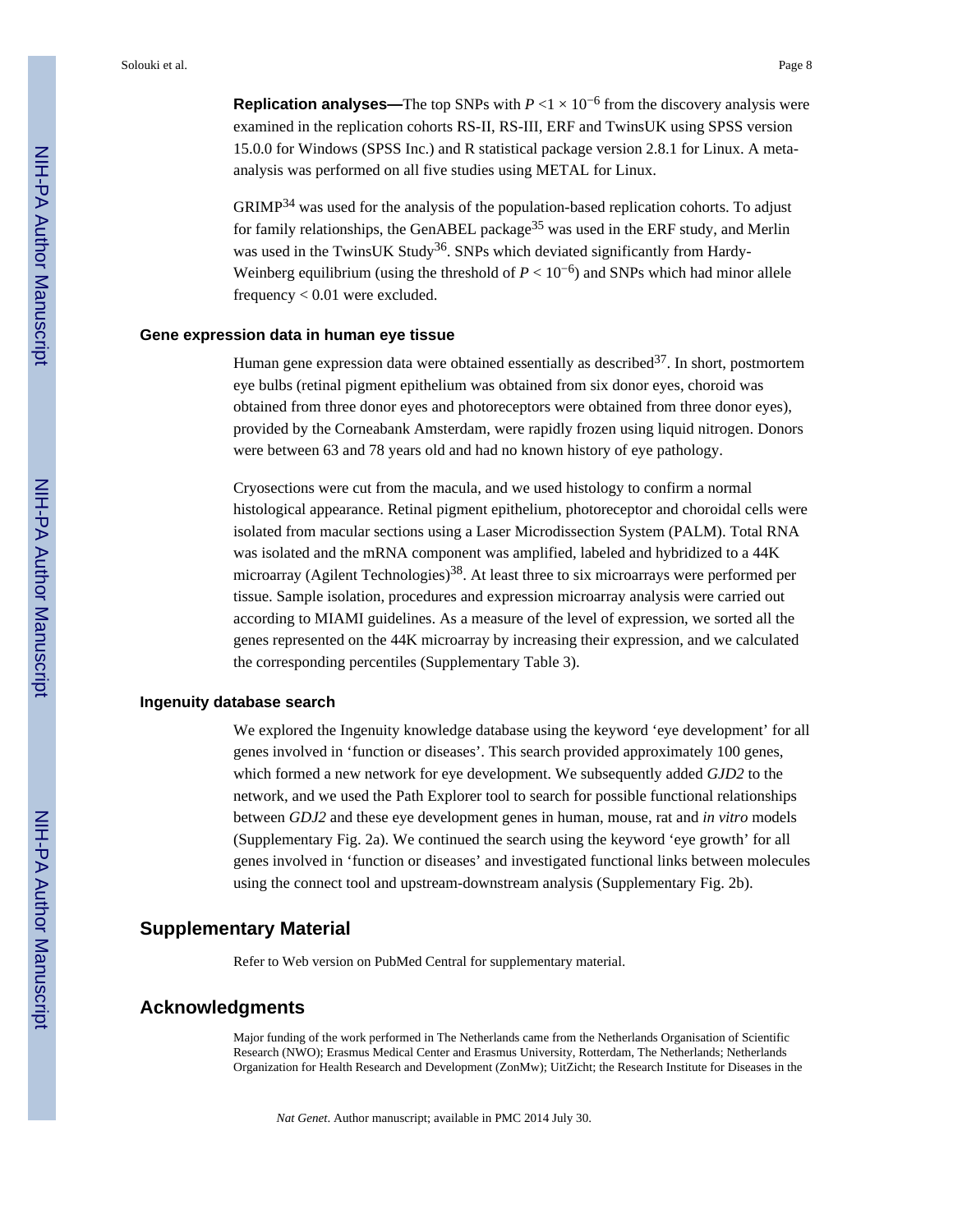**Replication analyses—**The top SNPs with $P < 1 \times 10^{-6}$ from the discovery analysis were examined in the replication cohorts RS-II, RS-III, ERF and TwinsUK using SPSS version 15.0.0 for Windows (SPSS Inc.) and R statistical package version 2.8.1 for Linux. A meta-analysis was performed on all five studies using METAL for Linux.

GRIMP[34] was used for the analysis of the population-based replication cohorts. To adjust for family relationships, the GenABEL package[35] was used in the ERF study, and Merlin was used in the TwinsUK Study[36]. SNPs which deviated significantly from Hardy-Weinberg equilibrium (using the threshold of $P < 10^{-6}$) and SNPs which had minor allele frequency < 0.01 were excluded.

### Gene expression data in human eye tissue

Human gene expression data were obtained essentially as described[37]. In short, postmortem eye bulbs (retinal pigment epithelium was obtained from six donor eyes, choroid was obtained from three donor eyes and photoreceptors were obtained from three donor eyes), provided by the Corneabank Amsterdam, were rapidly frozen using liquid nitrogen. Donors were between 63 and 78 years old and had no known history of eye pathology.

Cryosections were cut from the macula, and we used histology to confirm a normal histological appearance. Retinal pigment epithelium, photoreceptor and choroidal cells were isolated from macular sections using a Laser Microdissection System (PALM). Total RNA was isolated and the mRNA component was amplified, labeled and hybridized to a 44K microarray (Agilent Technologies)[38]. At least three to six microarrays were performed per tissue. Sample isolation, procedures and expression microarray analysis were carried out according to MIAMI guidelines. As a measure of the level of expression, we sorted all the genes represented on the 44K microarray by increasing their expression, and we calculated the corresponding percentiles (Supplementary Table 3).

### Ingenuity database search

We explored the Ingenuity knowledge database using the keyword 'eye development' for all genes involved in 'function or diseases'. This search provided approximately 100 genes, which formed a new network for eye development. We subsequently added *GJD2* to the network, and we used the Path Explorer tool to search for possible functional relationships between *GDJ2* and these eye development genes in human, mouse, rat and *in vitro* models (Supplementary Fig. 2a). We continued the search using the keyword 'eye growth' for all genes involved in 'function or diseases' and investigated functional links between molecules using the connect tool and upstream-downstream analysis (Supplementary Fig. 2b).

## Supplementary Material

Refer to Web version on PubMed Central for supplementary material.

## Acknowledgments

Major funding of the work performed in The Netherlands came from the Netherlands Organisation of Scientific Research (NWO); Erasmus Medical Center and Erasmus University, Rotterdam, The Netherlands; Netherlands Organization for Health Research and Development (ZonMw); UitZicht; the Research Institute for Diseases in the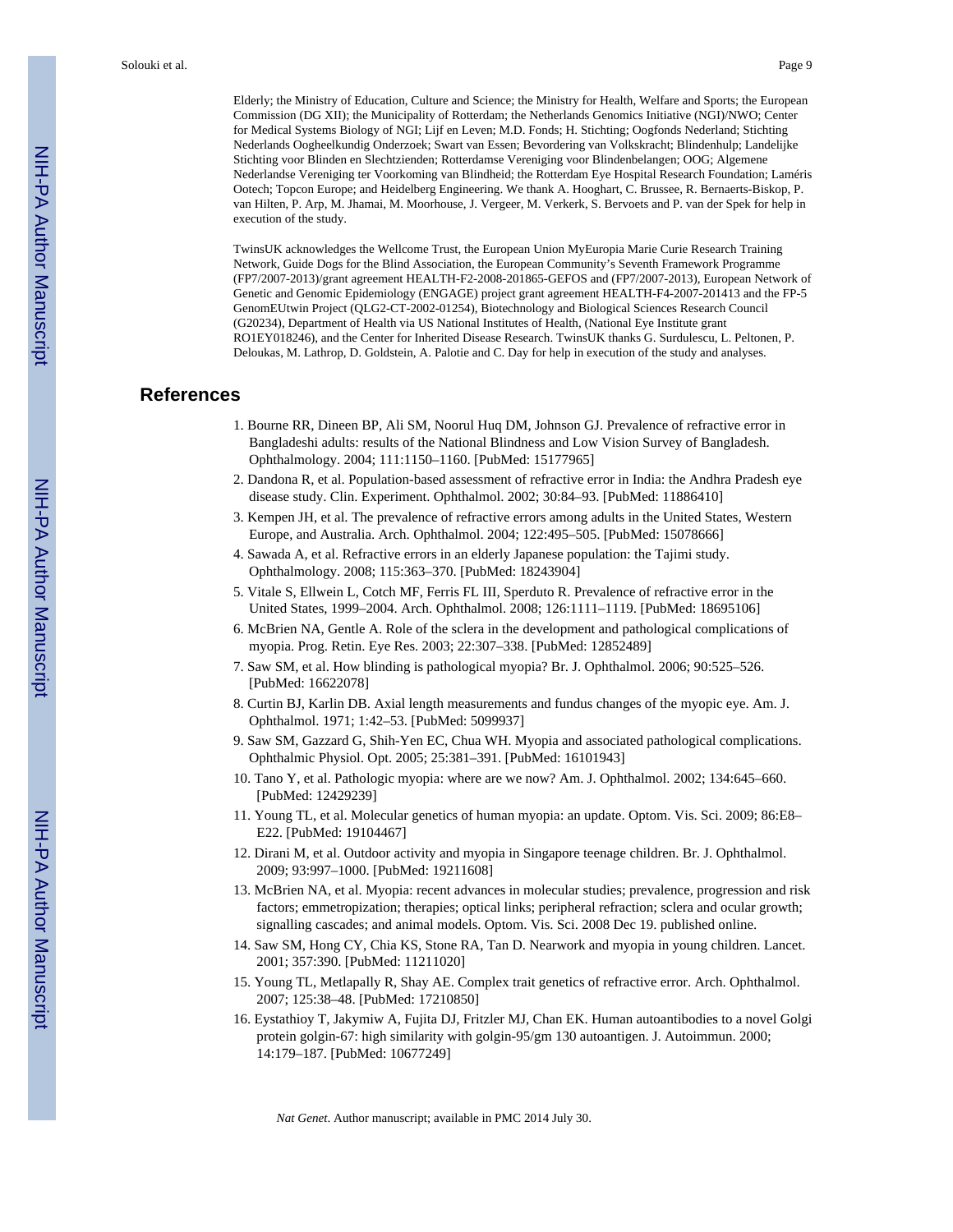Elderly; the Ministry of Education, Culture and Science; the Ministry for Health, Welfare and Sports; the European Commission (DG XII); the Municipality of Rotterdam; the Netherlands Genomics Initiative (NGI)/NWO; Center for Medical Systems Biology of NGI; Lijf en Leven; M.D. Fonds; H. Stichting; Oogfonds Nederland; Stichting Nederlands Oogheelkundig Onderzoek; Swart van Essen; Bevordering van Volkskracht; Blindenhulp; Landelijke Stichting voor Blinden en Slechtzienden; Rotterdamse Vereniging voor Blindenbelangen; OOG; Algemene Nederlandse Vereniging ter Voorkoming van Blindheid; the Rotterdam Eye Hospital Research Foundation; Laméris Ootech; Topcon Europe; and Heidelberg Engineering. We thank A. Hooghart, C. Brussee, R. Bernaerts-Biskop, P. van Hilten, P. Arp, M. Jhamai, M. Moorhouse, J. Vergeer, M. Verkerk, S. Bervoets and P. van der Spek for help in execution of the study.

TwinsUK acknowledges the Wellcome Trust, the European Union MyEuropia Marie Curie Research Training Network, Guide Dogs for the Blind Association, the European Community's Seventh Framework Programme (FP7/2007-2013)/grant agreement HEALTH-F2-2008-201865-GEFOS and (FP7/2007-2013), European Network of Genetic and Genomic Epidemiology (ENGAGE) project grant agreement HEALTH-F4-2007-201413 and the FP-5 GenomEUtwin Project (QLG2-CT-2002-01254), Biotechnology and Biological Sciences Research Council (G20234), Department of Health via US National Institutes of Health, (National Eye Institute grant RO1EY018246), and the Center for Inherited Disease Research. TwinsUK thanks G. Surdulescu, L. Peltonen, P. Deloukas, M. Lathrop, D. Goldstein, A. Palotie and C. Day for help in execution of the study and analyses.

## References

1. Bourne RR, Dineen BP, Ali SM, Noorul Huq DM, Johnson GJ. Prevalence of refractive error in Bangladeshi adults: results of the National Blindness and Low Vision Survey of Bangladesh. Ophthalmology. 2004; 111:1150–1160. [PubMed: 15177965]
2. Dandona R, et al. Population-based assessment of refractive error in India: the Andhra Pradesh eye disease study. Clin. Experiment. Ophthalmol. 2002; 30:84–93. [PubMed: 11886410]
3. Kempen JH, et al. The prevalence of refractive errors among adults in the United States, Western Europe, and Australia. Arch. Ophthalmol. 2004; 122:495–505. [PubMed: 15078666]
4. Sawada A, et al. Refractive errors in an elderly Japanese population: the Tajimi study. Ophthalmology. 2008; 115:363–370. [PubMed: 18243904]
5. Vitale S, Ellwein L, Cotch MF, Ferris FL III, Sperduto R. Prevalence of refractive error in the United States, 1999–2004. Arch. Ophthalmol. 2008; 126:1111–1119. [PubMed: 18695106]
6. McBrien NA, Gentle A. Role of the sclera in the development and pathological complications of myopia. Prog. Retin. Eye Res. 2003; 22:307–338. [PubMed: 12852489]
7. Saw SM, et al. How blinding is pathological myopia? Br. J. Ophthalmol. 2006; 90:525–526. [PubMed: 16622078]
8. Curtin BJ, Karlin DB. Axial length measurements and fundus changes of the myopic eye. Am. J. Ophthalmol. 1971; 1:42–53. [PubMed: 5099937]
9. Saw SM, Gazzard G, Shih-Yen EC, Chua WH. Myopia and associated pathological complications. Ophthalmic Physiol. Opt. 2005; 25:381–391. [PubMed: 16101943]
10. Tano Y, et al. Pathologic myopia: where are we now? Am. J. Ophthalmol. 2002; 134:645–660. [PubMed: 12429239]
11. Young TL, et al. Molecular genetics of human myopia: an update. Optom. Vis. Sci. 2009; 86:E8–E22. [PubMed: 19104467]
12. Dirani M, et al. Outdoor activity and myopia in Singapore teenage children. Br. J. Ophthalmol. 2009; 93:997–1000. [PubMed: 19211608]
13. McBrien NA, et al. Myopia: recent advances in molecular studies; prevalence, progression and risk factors; emmetropization; therapies; optical links; peripheral refraction; sclera and ocular growth; signalling cascades; and animal models. Optom. Vis. Sci. 2008 Dec 19. published online.
14. Saw SM, Hong CY, Chia KS, Stone RA, Tan D. Nearwork and myopia in young children. Lancet. 2001; 357:390. [PubMed: 11211020]
15. Young TL, Metlapally R, Shay AE. Complex trait genetics of refractive error. Arch. Ophthalmol. 2007; 125:38–48. [PubMed: 17210850]
16. Eystathioy T, Jakymiw A, Fujita DJ, Fritzler MJ, Chan EK. Human autoantibodies to a novel Golgi protein golgin-67: high similarity with golgin-95/gm 130 autoantigen. J. Autoimmun. 2000; 14:179–187. [PubMed: 10677249]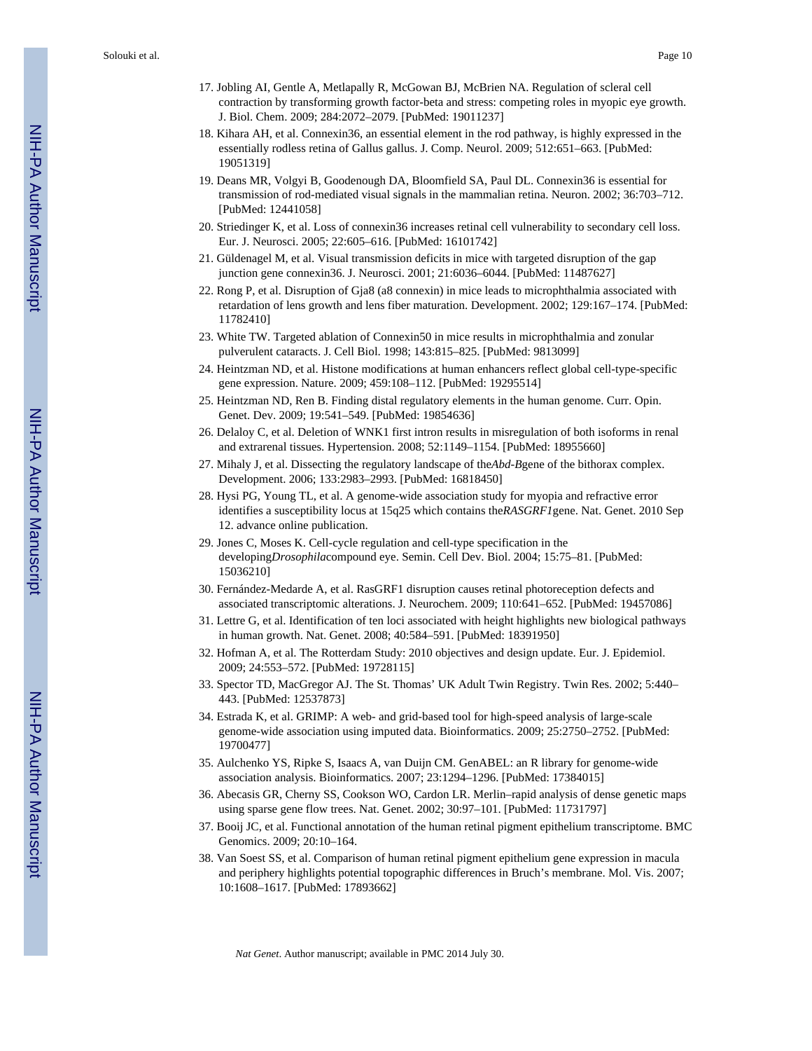17. Jobling AI, Gentle A, Metlapally R, McGowan BJ, McBrien NA. Regulation of scleral cell contraction by transforming growth factor-beta and stress: competing roles in myopic eye growth. J. Biol. Chem. 2009; 284:2072–2079. [PubMed: 19011237]
18. Kihara AH, et al. Connexin36, an essential element in the rod pathway, is highly expressed in the essentially rodless retina of Gallus gallus. J. Comp. Neurol. 2009; 512:651–663. [PubMed: 19051319]
19. Deans MR, Volgyi B, Goodenough DA, Bloomfield SA, Paul DL. Connexin36 is essential for transmission of rod-mediated visual signals in the mammalian retina. Neuron. 2002; 36:703–712. [PubMed: 12441058]
20. Striedinger K, et al. Loss of connexin36 increases retinal cell vulnerability to secondary cell loss. Eur. J. Neurosci. 2005; 22:605–616. [PubMed: 16101742]
21. Güldenagel M, et al. Visual transmission deficits in mice with targeted disruption of the gap junction gene connexin36. J. Neurosci. 2001; 21:6036–6044. [PubMed: 11487627]
22. Rong P, et al. Disruption of Gja8 (a8 connexin) in mice leads to microphthalmia associated with retardation of lens growth and lens fiber maturation. Development. 2002; 129:167–174. [PubMed: 11782410]
23. White TW. Targeted ablation of Connexin50 in mice results in microphthalmia and zonular pulverulent cataracts. J. Cell Biol. 1998; 143:815–825. [PubMed: 9813099]
24. Heintzman ND, et al. Histone modifications at human enhancers reflect global cell-type-specific gene expression. Nature. 2009; 459:108–112. [PubMed: 19295514]
25. Heintzman ND, Ren B. Finding distal regulatory elements in the human genome. Curr. Opin. Genet. Dev. 2009; 19:541–549. [PubMed: 19854636]
26. Delaloy C, et al. Deletion of WNK1 first intron results in misregulation of both isoforms in renal and extrarenal tissues. Hypertension. 2008; 52:1149–1154. [PubMed: 18955660]
27. Mihaly J, et al. Dissecting the regulatory landscape of the *Abd-B* gene of the bithorax complex. Development. 2006; 133:2983–2993. [PubMed: 16818450]
28. Hysi PG, Young TL, et al. A genome-wide association study for myopia and refractive error identifies a susceptibility locus at 15q25 which contains the *RASGRF1* gene. Nat. Genet. 2010 Sep 12. advance online publication.
29. Jones C, Moses K. Cell-cycle regulation and cell-type specification in the developing *Drosophila* compound eye. Semin. Cell Dev. Biol. 2004; 15:75–81. [PubMed: 15036210]
30. Fernández-Medarde A, et al. RasGRF1 disruption causes retinal photoreception defects and associated transcriptomic alterations. J. Neurochem. 2009; 110:641–652. [PubMed: 19457086]
31. Lettre G, et al. Identification of ten loci associated with height highlights new biological pathways in human growth. Nat. Genet. 2008; 40:584–591. [PubMed: 18391950]
32. Hofman A, et al. The Rotterdam Study: 2010 objectives and design update. Eur. J. Epidemiol. 2009; 24:553–572. [PubMed: 19728115]
33. Spector TD, MacGregor AJ. The St. Thomas' UK Adult Twin Registry. Twin Res. 2002; 5:440–443. [PubMed: 12537873]
34. Estrada K, et al. GRIMP: A web- and grid-based tool for high-speed analysis of large-scale genome-wide association using imputed data. Bioinformatics. 2009; 25:2750–2752. [PubMed: 19700477]
35. Aulchenko YS, Ripke S, Isaacs A, van Duijn CM. GenABEL: an R library for genome-wide association analysis. Bioinformatics. 2007; 23:1294–1296. [PubMed: 17384015]
36. Abecasis GR, Cherny SS, Cookson WO, Cardon LR. Merlin–rapid analysis of dense genetic maps using sparse gene flow trees. Nat. Genet. 2002; 30:97–101. [PubMed: 11731797]
37. Booij JC, et al. Functional annotation of the human retinal pigment epithelium transcriptome. BMC Genomics. 2009; 20:10–164.
38. Van Soest SS, et al. Comparison of human retinal pigment epithelium gene expression in macula and periphery highlights potential topographic differences in Bruch's membrane. Mol. Vis. 2007; 10:1608–1617. [PubMed: 17893662]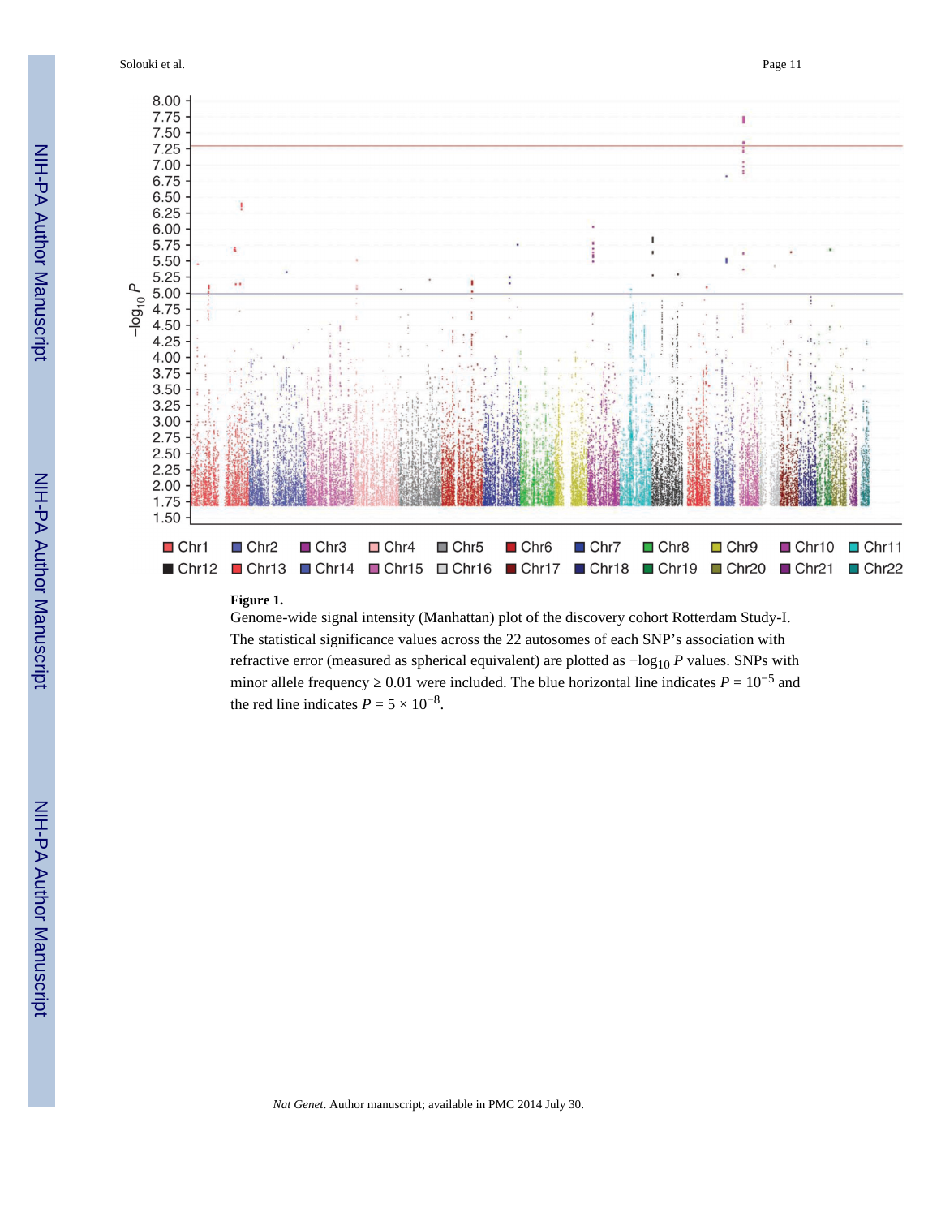**Figure 1.**

Genome-wide signal intensity (Manhattan) plot of the discovery cohort Rotterdam Study-I. The statistical significance values across the 22 autosomes of each SNP's association with refractive error (measured as spherical equivalent) are plotted as $-\log_{10} P$ values. SNPs with minor allele frequency $\geq 0.01$ were included. The blue horizontal line indicates $P = 10^{-5}$ and the red line indicates $P = 5 \times 10^{-8}$.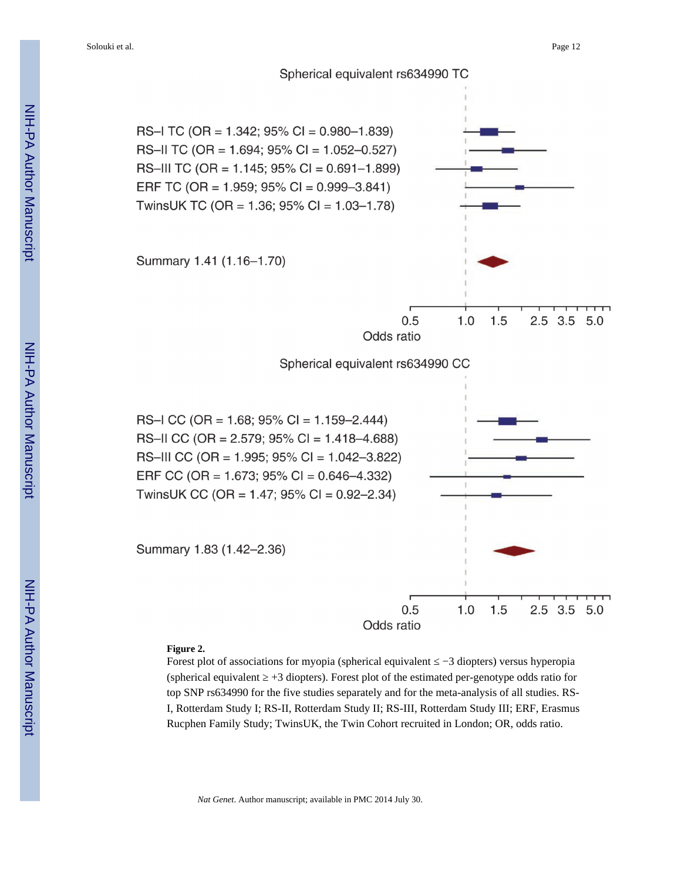Spherical equivalent rs634990 TC

RS–I TC (OR = 1.342; 95% CI = 0.980–1.839)

RS–II TC (OR = 1.694; 95% CI = 1.052–0.527)

RS–III TC (OR = 1.145; 95% CI = 0.691–1.899)

ERF TC (OR = 1.959; 95% CI = 0.999–3.841)

TwinsUK TC (OR = 1.36; 95% CI = 1.03–1.78)

Summary 1.41 (1.16–1.70)

0.5 1.0 1.5 2.5 3.5 5.0

Odds ratio

Spherical equivalent rs634990 CC

RS–I CC (OR = 1.68; 95% CI = 1.159–2.444)

RS–II CC (OR = 2.579; 95% CI = 1.418–4.688)

RS–III CC (OR = 1.995; 95% CI = 1.042–3.822)

ERF CC (OR = 1.673; 95% CI = 0.646–4.332)

TwinsUK CC (OR = 1.47; 95% CI = 0.92–2.34)

Summary 1.83 (1.42–2.36)

0.5 1.0 1.5 2.5 3.5 5.0

Odds ratio

**Figure 2.**

Forest plot of associations for myopia (spherical equivalent ≤ −3 diopters) versus hyperopia (spherical equivalent ≥ +3 diopters). Forest plot of the estimated per-genotype odds ratio for top SNP rs634990 for the five studies separately and for the meta-analysis of all studies. RS-I, Rotterdam Study I; RS-II, Rotterdam Study II; RS-III, Rotterdam Study III; ERF, Erasmus Rucphen Family Study; TwinsUK, the Twin Cohort recruited in London; OR, odds ratio.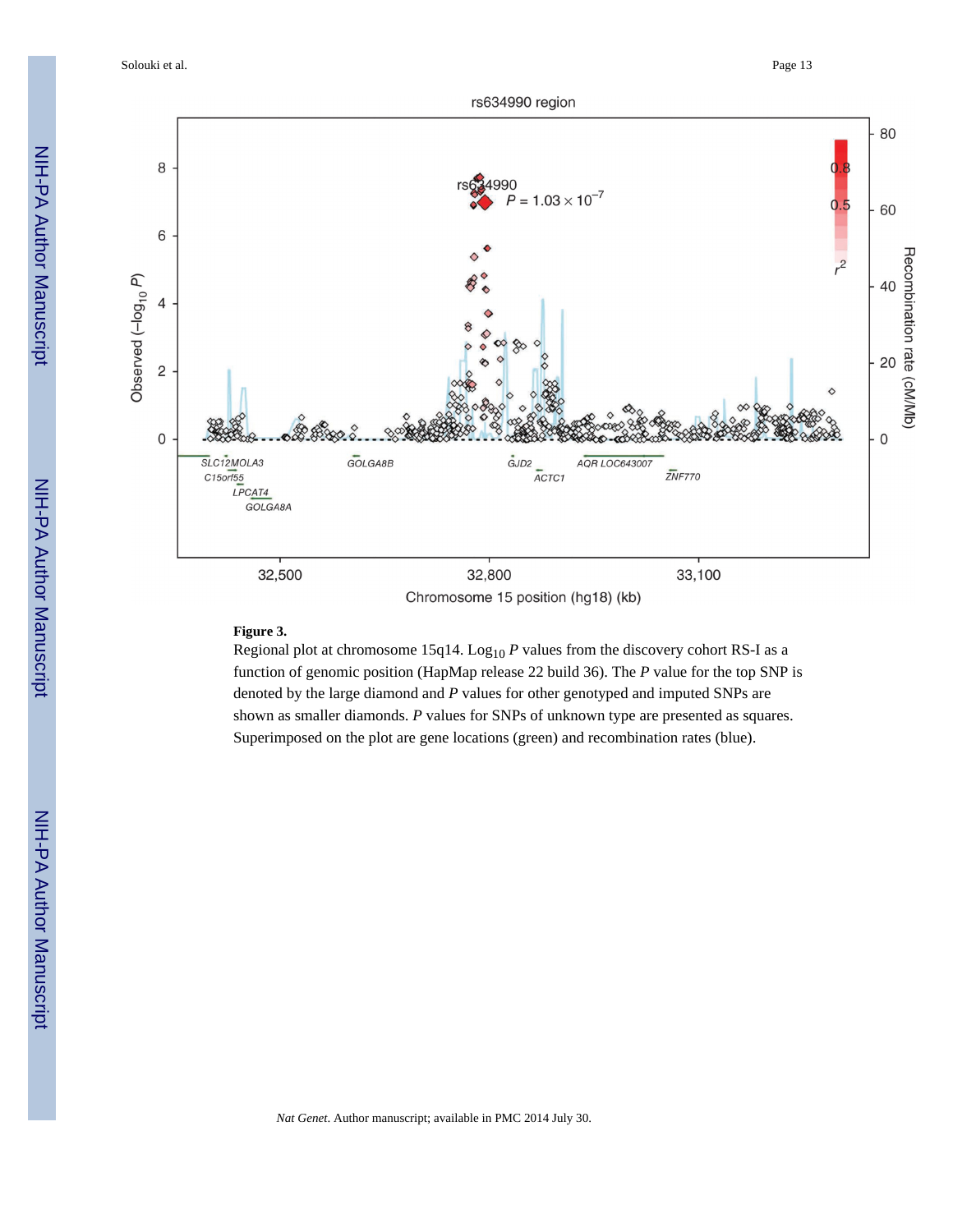**Figure 3.**

Regional plot at chromosome 15q14. $\text{Log}_{10}$ *P* values from the discovery cohort RS-I as a function of genomic position (HapMap release 22 build 36). The *P* value for the top SNP is denoted by the large diamond and *P* values for other genotyped and imputed SNPs are shown as smaller diamonds. *P* values for SNPs of unknown type are presented as squares. Superimposed on the plot are gene locations (green) and recombination rates (blue).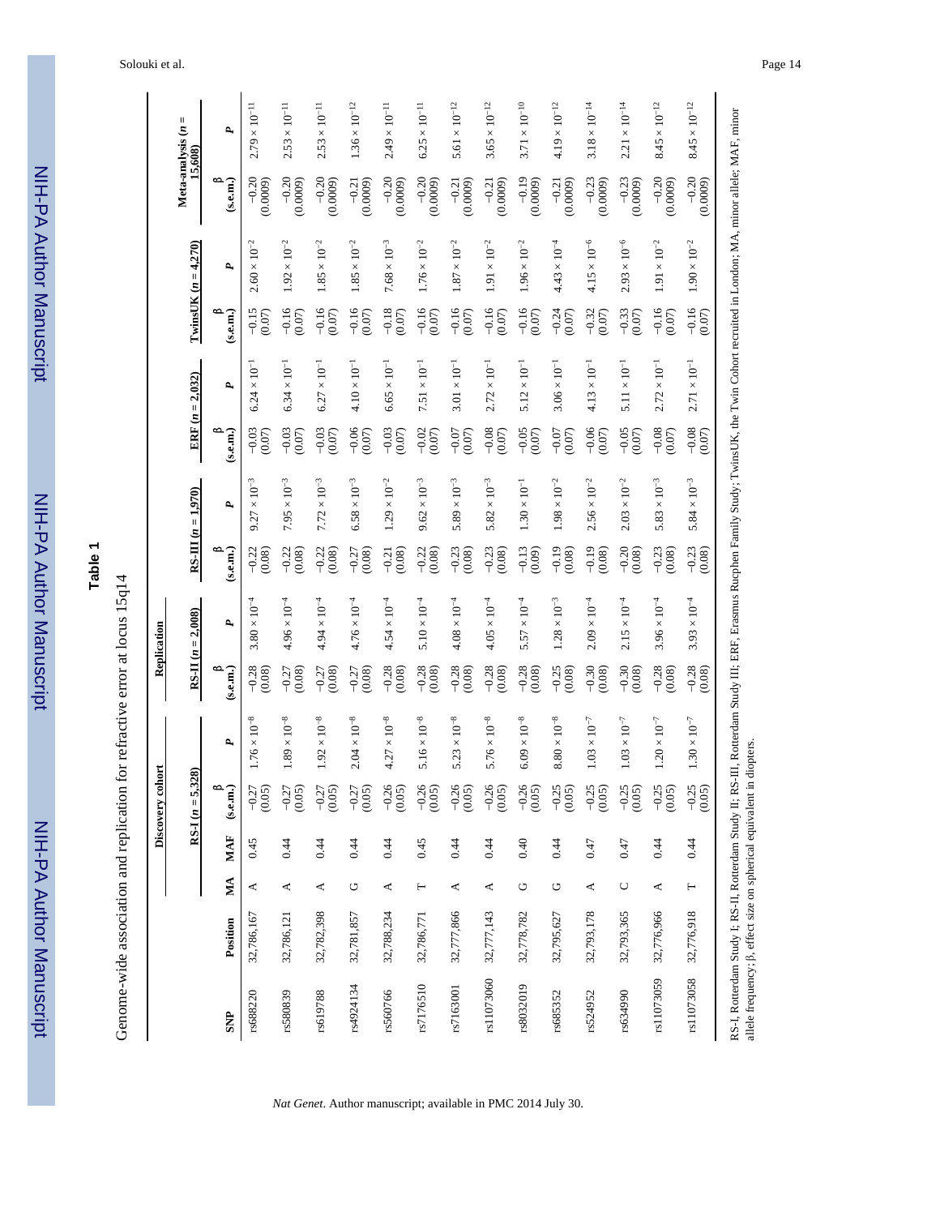# Table 1

Genome-wide association and replication for refractive error at locus 15q14

| | | | | Discovery cohort | | Replication | | | | | | | | Meta-analysis (n = 15,608) | |
|---|---|---|---|---|---|---|---|---|---|---|---|---|---|---|---|
| | | | | RS-I (n = 5,328) | | RS-II (n = 2,008) | | RS-III (n = 1,970) | | ERF (n = 2,032) | | TwinsUK (n = 4,270) | | | |
| SNP | Position | MA | MAF | β (s.e.m.) | P | β (s.e.m.) | P | β (s.e.m.) | P | β (s.e.m.) | P | β (s.e.m.) | P | β (s.e.m.) | P |
| rs688220 | 32,786,167 | A | 0.45 | −0.27 (0.05) | $1.76 \times 10^{-8}$ | −0.28 (0.08) | $3.80 \times 10^{-4}$ | −0.22 (0.08) | $9.27 \times 10^{-3}$ | −0.03 (0.07) | $6.24 \times 10^{-1}$ | −0.15 (0.07) | $2.60 \times 10^{-2}$ | −0.20 (0.0009) | $2.79 \times 10^{-11}$ |
| rs580839 | 32,786,121 | A | 0.44 | −0.27 (0.05) | $1.89 \times 10^{-8}$ | −0.27 (0.08) | $4.96 \times 10^{-4}$ | −0.22 (0.08) | $7.95 \times 10^{-3}$ | −0.03 (0.07) | $6.34 \times 10^{-1}$ | −0.16 (0.07) | $1.92 \times 10^{-2}$ | −0.20 (0.0009) | $2.53 \times 10^{-11}$ |
| rs619788 | 32,782,398 | A | 0.44 | −0.27 (0.05) | $1.92 \times 10^{-8}$ | −0.27 (0.08) | $4.94 \times 10^{-4}$ | −0.22 (0.08) | $7.72 \times 10^{-3}$ | −0.03 (0.07) | $6.27 \times 10^{-1}$ | −0.16 (0.07) | $1.85 \times 10^{-2}$ | −0.20 (0.0009) | $2.53 \times 10^{-11}$ |
| rs4924134 | 32,781,857 | G | 0.44 | −0.27 (0.05) | $2.04 \times 10^{-8}$ | −0.27 (0.08) | $4.76 \times 10^{-4}$ | −0.27 (0.08) | $6.58 \times 10^{-3}$ | −0.06 (0.07) | $4.10 \times 10^{-1}$ | −0.16 (0.07) | $1.85 \times 10^{-2}$ | −0.21 (0.0009) | $1.36 \times 10^{-12}$ |
| rs560766 | 32,788,234 | A | 0.44 | −0.26 (0.05) | $4.27 \times 10^{-8}$ | −0.28 (0.08) | $4.54 \times 10^{-4}$ | −0.21 (0.08) | $1.29 \times 10^{-2}$ | −0.03 (0.07) | $6.65 \times 10^{-1}$ | −0.18 (0.07) | $7.68 \times 10^{-3}$ | −0.20 (0.0009) | $2.49 \times 10^{-11}$ |
| rs7176510 | 32,786,771 | T | 0.45 | −0.26 (0.05) | $5.16 \times 10^{-8}$ | −0.28 (0.08) | $5.10 \times 10^{-4}$ | −0.22 (0.08) | $9.62 \times 10^{-3}$ | −0.02 (0.07) | $7.51 \times 10^{-1}$ | −0.16 (0.07) | $1.76 \times 10^{-2}$ | −0.20 (0.0009) | $6.25 \times 10^{-11}$ |
| rs7163001 | 32,777,866 | A | 0.44 | −0.26 (0.05) | $5.23 \times 10^{-8}$ | −0.28 (0.08) | $4.08 \times 10^{-4}$ | −0.23 (0.08) | $5.89 \times 10^{-3}$ | −0.07 (0.07) | $3.01 \times 10^{-1}$ | −0.16 (0.07) | $1.87 \times 10^{-2}$ | −0.21 (0.0009) | $5.61 \times 10^{-12}$ |
| rs11073060 | 32,777,143 | A | 0.44 | −0.26 (0.05) | $5.76 \times 10^{-8}$ | −0.28 (0.08) | $4.05 \times 10^{-4}$ | −0.23 (0.08) | $5.82 \times 10^{-3}$ | −0.08 (0.07) | $2.72 \times 10^{-1}$ | −0.16 (0.07) | $1.91 \times 10^{-2}$ | −0.21 (0.0009) | $3.65 \times 10^{-12}$ |
| rs8032019 | 32,778,782 | G | 0.40 | −0.26 (0.05) | $6.09 \times 10^{-8}$ | −0.28 (0.08) | $5.57 \times 10^{-4}$ | −0.13 (0.09) | $1.30 \times 10^{-1}$ | −0.05 (0.07) | $5.12 \times 10^{-1}$ | −0.16 (0.07) | $1.96 \times 10^{-2}$ | −0.19 (0.0009) | $3.71 \times 10^{-10}$ |
| rs685352 | 32,795,627 | G | 0.44 | −0.25 (0.05) | $8.80 \times 10^{-8}$ | −0.25 (0.08) | $1.28 \times 10^{-3}$ | −0.19 (0.08) | $1.98 \times 10^{-2}$ | −0.07 (0.07) | $3.06 \times 10^{-1}$ | −0.24 (0.07) | $4.43 \times 10^{-4}$ | −0.21 (0.0009) | $4.19 \times 10^{-12}$ |
| rs524952 | 32,793,178 | A | 0.47 | −0.25 (0.05) | $1.03 \times 10^{-7}$ | −0.30 (0.08) | $2.09 \times 10^{-4}$ | −0.19 (0.08) | $2.56 \times 10^{-2}$ | −0.06 (0.07) | $4.13 \times 10^{-1}$ | −0.32 (0.07) | $4.15 \times 10^{-6}$ | −0.23 (0.0009) | $3.18 \times 10^{-14}$ |
| rs634990 | 32,793,365 | C | 0.47 | −0.25 (0.05) | $1.03 \times 10^{-7}$ | −0.30 (0.08) | $2.15 \times 10^{-4}$ | −0.20 (0.08) | $2.03 \times 10^{-2}$ | −0.05 (0.07) | $5.11 \times 10^{-1}$ | −0.33 (0.07) | $2.93 \times 10^{-6}$ | −0.23 (0.0009) | $2.21 \times 10^{-14}$ |
| rs11073059 | 32,776,966 | A | 0.44 | −0.25 (0.05) | $1.20 \times 10^{-7}$ | −0.28 (0.08) | $3.96 \times 10^{-4}$ | −0.23 (0.08) | $5.83 \times 10^{-3}$ | −0.08 (0.07) | $2.72 \times 10^{-1}$ | −0.16 (0.07) | $1.91 \times 10^{-2}$ | −0.20 (0.0009) | $8.45 \times 10^{-12}$ |
| rs11073058 | 32,776,918 | T | 0.44 | −0.25 (0.05) | $1.30 \times 10^{-7}$ | −0.28 (0.08) | $3.93 \times 10^{-4}$ | −0.23 (0.08) | $5.84 \times 10^{-3}$ | −0.08 (0.07) | $2.71 \times 10^{-1}$ | −0.16 (0.07) | $1.90 \times 10^{-2}$ | −0.20 (0.0009) | $8.45 \times 10^{-12}$ |

RS-I, Rotterdam Study I; RS-II, Rotterdam Study II; RS-III, Rotterdam Study III; ERF, Erasmus Rucphen Family Study; TwinsUK, the Twin Cohort recruited in London; MA, minor allele; MAF, minor allele frequency; β, effect size on spherical equivalent in diopters.